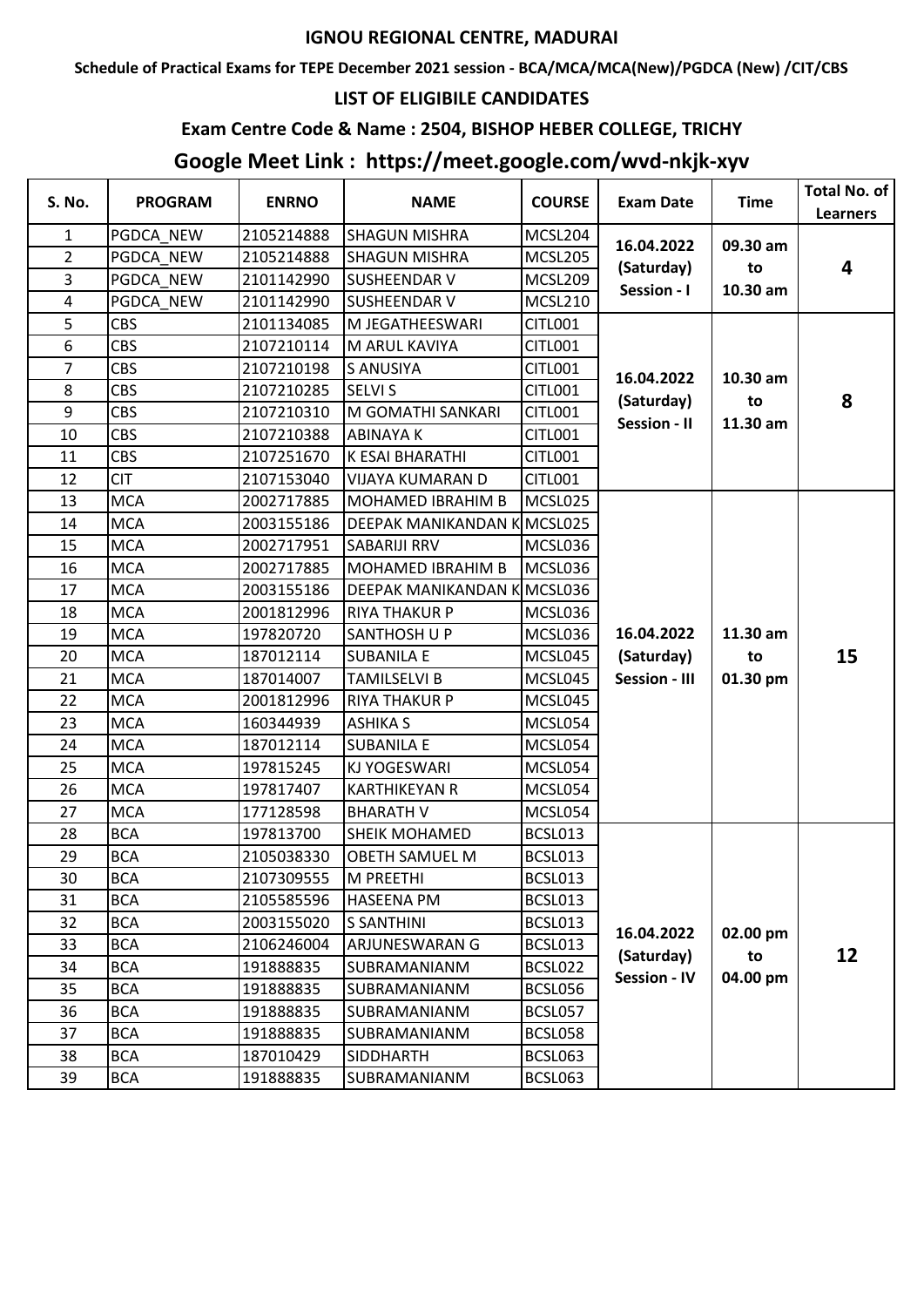# IGNOU REGIONAL CENTRE, MADURAI

**Schedule of Practical Exams for TEPE December 2021 session - BCA/MCA/MCA(New)/PGDCA (New) /CIT/CBS**

## LIST OF ELIGIBILE CANDIDATES

## Exam Centre Code & Name : 2504, BISHOP HEBER COLLEGE, TRICHY

## Google Meet Link : https://meet.google.com/wvd-nkjk-xyv

| S. No. | PROGRAM | ENRNO | NAME | COURSE | Exam Date | Time | Total No. of Learners |
|---|---|---|---|---|---|---|---|
| 1 | PGDCA_NEW | 2105214888 | SHAGUN MISHRA | MCSL204 | 16.04.2022 (Saturday) Session - I | 09.30 am to 10.30 am | 4 |
| 2 | PGDCA_NEW | 2105214888 | SHAGUN MISHRA | MCSL205 | | | |
| 3 | PGDCA_NEW | 2101142990 | SUSHEENDAR V | MCSL209 | | | |
| 4 | PGDCA_NEW | 2101142990 | SUSHEENDAR V | MCSL210 | | | |
| 5 | CBS | 2101134085 | M JEGATHEESWARI | CITL001 | 16.04.2022 (Saturday) Session - II | 10.30 am to 11.30 am | 8 |
| 6 | CBS | 2107210114 | M ARUL KAVIYA | CITL001 | | | |
| 7 | CBS | 2107210198 | S ANUSIYA | CITL001 | | | |
| 8 | CBS | 2107210285 | SELVI S | CITL001 | | | |
| 9 | CBS | 2107210310 | M GOMATHI SANKARI | CITL001 | | | |
| 10 | CBS | 2107210388 | ABINAYA K | CITL001 | | | |
| 11 | CBS | 2107251670 | K ESAI BHARATHI | CITL001 | | | |
| 12 | CIT | 2107153040 | VIJAYA KUMARAN D | CITL001 | | | |
| 13 | MCA | 2002717885 | MOHAMED IBRAHIM B | MCSL025 | 16.04.2022 (Saturday) Session - III | 11.30 am to 01.30 pm | 15 |
| 14 | MCA | 2003155186 | DEEPAK MANIKANDAN K | MCSL025 | | | |
| 15 | MCA | 2002717951 | SABARIJI RRV | MCSL036 | | | |
| 16 | MCA | 2002717885 | MOHAMED IBRAHIM B | MCSL036 | | | |
| 17 | MCA | 2003155186 | DEEPAK MANIKANDAN K | MCSL036 | | | |
| 18 | MCA | 2001812996 | RIYA THAKUR P | MCSL036 | | | |
| 19 | MCA | 197820720 | SANTHOSH U P | MCSL036 | | | |
| 20 | MCA | 187012114 | SUBANILA E | MCSL045 | | | |
| 21 | MCA | 187014007 | TAMILSELVI B | MCSL045 | | | |
| 22 | MCA | 2001812996 | RIYA THAKUR P | MCSL045 | | | |
| 23 | MCA | 160344939 | ASHIKA S | MCSL054 | | | |
| 24 | MCA | 187012114 | SUBANILA E | MCSL054 | | | |
| 25 | MCA | 197815245 | KJ YOGESWARI | MCSL054 | | | |
| 26 | MCA | 197817407 | KARTHIKEYAN R | MCSL054 | | | |
| 27 | MCA | 177128598 | BHARATH V | MCSL054 | | | |
| 28 | BCA | 197813700 | SHEIK MOHAMED | BCSL013 | 16.04.2022 (Saturday) Session - IV | 02.00 pm to 04.00 pm | 12 |
| 29 | BCA | 2105038330 | OBETH SAMUEL M | BCSL013 | | | |
| 30 | BCA | 2107309555 | M PREETHI | BCSL013 | | | |
| 31 | BCA | 2105585596 | HASEENA PM | BCSL013 | | | |
| 32 | BCA | 2003155020 | S SANTHINI | BCSL013 | | | |
| 33 | BCA | 2106246004 | ARJUNESWARAN G | BCSL013 | | | |
| 34 | BCA | 191888835 | SUBRAMANIANM | BCSL022 | | | |
| 35 | BCA | 191888835 | SUBRAMANIANM | BCSL056 | | | |
| 36 | BCA | 191888835 | SUBRAMANIANM | BCSL057 | | | |
| 37 | BCA | 191888835 | SUBRAMANIANM | BCSL058 | | | |
| 38 | BCA | 187010429 | SIDDHARTH | BCSL063 | | | |
| 39 | BCA | 191888835 | SUBRAMANIANM | BCSL063 | | | |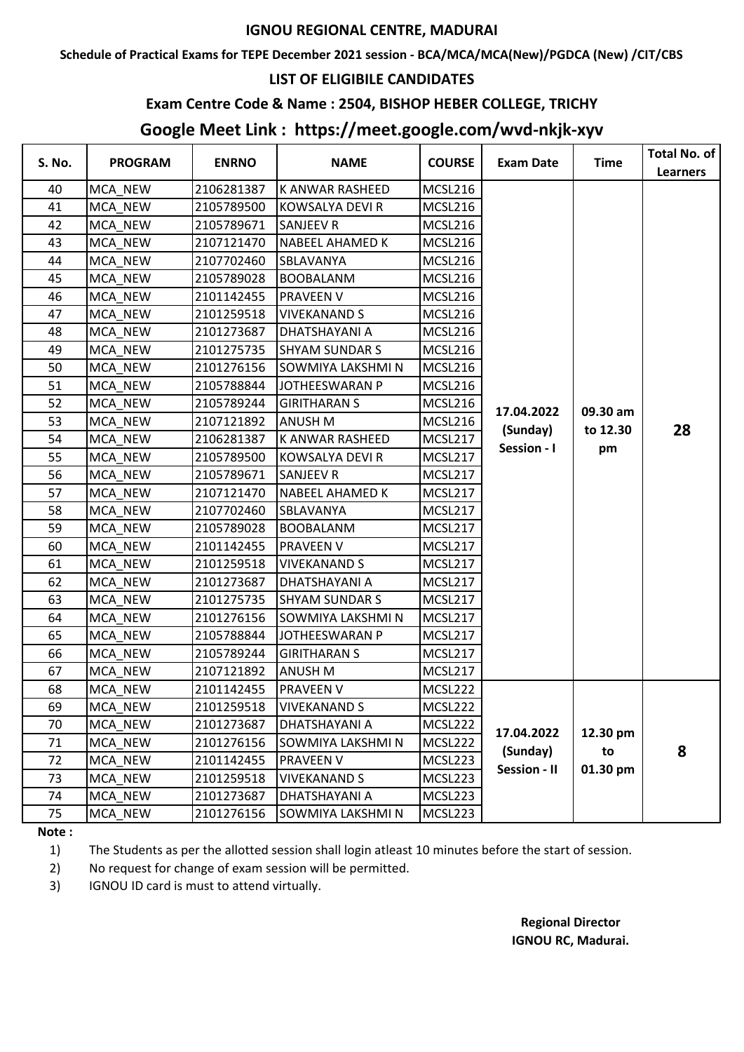**IGNOU REGIONAL CENTRE, MADURAI**

**Schedule of Practical Exams for TEPE December 2021 session - BCA/MCA/MCA(New)/PGDCA (New) /CIT/CBS**

**LIST OF ELIGIBILE CANDIDATES**

**Exam Centre Code & Name : 2504, BISHOP HEBER COLLEGE, TRICHY**

## Google Meet Link : https://meet.google.com/wvd-nkjk-xyv

| S. No. | PROGRAM | ENRNO | NAME | COURSE | Exam Date | Time | Total No. of Learners |
|---|---|---|---|---|---|---|---|
| 40 | MCA_NEW | 2106281387 | K ANWAR RASHEED | MCSL216 | 17.04.2022 (Sunday) Session - I | 09.30 am to 12.30 pm | 28 |
| 41 | MCA_NEW | 2105789500 | KOWSALYA DEVI R | MCSL216 | | | |
| 42 | MCA_NEW | 2105789671 | SANJEEV R | MCSL216 | | | |
| 43 | MCA_NEW | 2107121470 | NABEEL AHAMED K | MCSL216 | | | |
| 44 | MCA_NEW | 2107702460 | SBLAVANYA | MCSL216 | | | |
| 45 | MCA_NEW | 2105789028 | BOOBALANM | MCSL216 | | | |
| 46 | MCA_NEW | 2101142455 | PRAVEEN V | MCSL216 | | | |
| 47 | MCA_NEW | 2101259518 | VIVEKANAND S | MCSL216 | | | |
| 48 | MCA_NEW | 2101273687 | DHATSHAYANI A | MCSL216 | | | |
| 49 | MCA_NEW | 2101275735 | SHYAM SUNDAR S | MCSL216 | | | |
| 50 | MCA_NEW | 2101276156 | SOWMIYA LAKSHMI N | MCSL216 | | | |
| 51 | MCA_NEW | 2105788844 | JOTHEESWARAN P | MCSL216 | | | |
| 52 | MCA_NEW | 2105789244 | GIRITHARAN S | MCSL216 | | | |
| 53 | MCA_NEW | 2107121892 | ANUSH M | MCSL216 | | | |
| 54 | MCA_NEW | 2106281387 | K ANWAR RASHEED | MCSL217 | | | |
| 55 | MCA_NEW | 2105789500 | KOWSALYA DEVI R | MCSL217 | | | |
| 56 | MCA_NEW | 2105789671 | SANJEEV R | MCSL217 | | | |
| 57 | MCA_NEW | 2107121470 | NABEEL AHAMED K | MCSL217 | | | |
| 58 | MCA_NEW | 2107702460 | SBLAVANYA | MCSL217 | | | |
| 59 | MCA_NEW | 2105789028 | BOOBALANM | MCSL217 | | | |
| 60 | MCA_NEW | 2101142455 | PRAVEEN V | MCSL217 | | | |
| 61 | MCA_NEW | 2101259518 | VIVEKANAND S | MCSL217 | | | |
| 62 | MCA_NEW | 2101273687 | DHATSHAYANI A | MCSL217 | | | |
| 63 | MCA_NEW | 2101275735 | SHYAM SUNDAR S | MCSL217 | | | |
| 64 | MCA_NEW | 2101276156 | SOWMIYA LAKSHMI N | MCSL217 | | | |
| 65 | MCA_NEW | 2105788844 | JOTHEESWARAN P | MCSL217 | | | |
| 66 | MCA_NEW | 2105789244 | GIRITHARAN S | MCSL217 | | | |
| 67 | MCA_NEW | 2107121892 | ANUSH M | MCSL217 | | | |
| 68 | MCA_NEW | 2101142455 | PRAVEEN V | MCSL222 | 17.04.2022 (Sunday) Session - II | 12.30 pm to 01.30 pm | 8 |
| 69 | MCA_NEW | 2101259518 | VIVEKANAND S | MCSL222 | | | |
| 70 | MCA_NEW | 2101273687 | DHATSHAYANI A | MCSL222 | | | |
| 71 | MCA_NEW | 2101276156 | SOWMIYA LAKSHMI N | MCSL222 | | | |
| 72 | MCA_NEW | 2101142455 | PRAVEEN V | MCSL223 | | | |
| 73 | MCA_NEW | 2101259518 | VIVEKANAND S | MCSL223 | | | |
| 74 | MCA_NEW | 2101273687 | DHATSHAYANI A | MCSL223 | | | |
| 75 | MCA_NEW | 2101276156 | SOWMIYA LAKSHMI N | MCSL223 | | | |

**Note :**

1) The Students as per the allotted session shall login atleast 10 minutes before the start of session.
2) No request for change of exam session will be permitted.
3) IGNOU ID card is must to attend virtually.

**Regional Director**
**IGNOU RC, Madurai.**